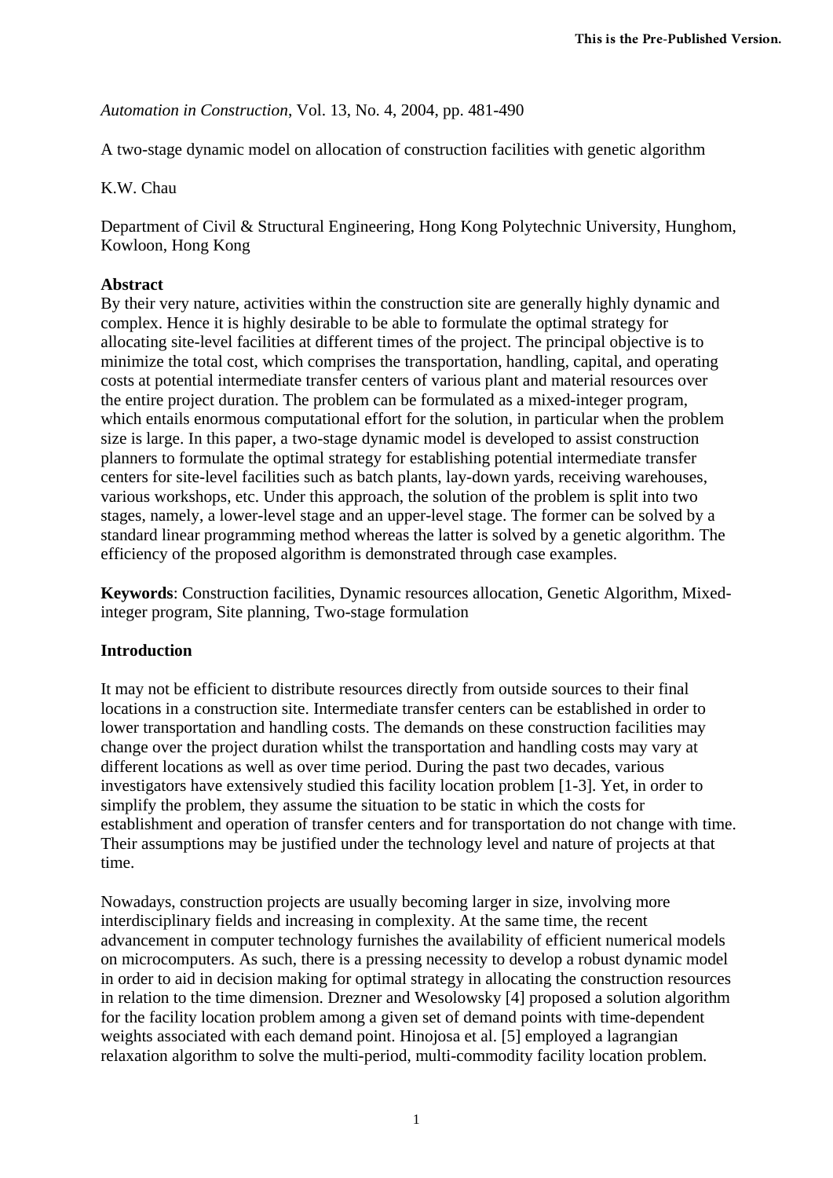*Automation in Construction*, Vol. 13, No. 4, 2004, pp. 481-490

A two-stage dynamic model on allocation of construction facilities with genetic algorithm

K.W. Chau

Department of Civil & Structural Engineering, Hong Kong Polytechnic University, Hunghom, Kowloon, Hong Kong

**Abstract**

By their very nature, activities within the construction site are generally highly dynamic and complex. Hence it is highly desirable to be able to formulate the optimal strategy for allocating site-level facilities at different times of the project. The principal objective is to minimize the total cost, which comprises the transportation, handling, capital, and operating costs at potential intermediate transfer centers of various plant and material resources over the entire project duration. The problem can be formulated as a mixed-integer program, which entails enormous computational effort for the solution, in particular when the problem size is large. In this paper, a two-stage dynamic model is developed to assist construction planners to formulate the optimal strategy for establishing potential intermediate transfer centers for site-level facilities such as batch plants, lay-down yards, receiving warehouses, various workshops, etc. Under this approach, the solution of the problem is split into two stages, namely, a lower-level stage and an upper-level stage. The former can be solved by a standard linear programming method whereas the latter is solved by a genetic algorithm. The efficiency of the proposed algorithm is demonstrated through case examples.

**Keywords**: Construction facilities, Dynamic resources allocation, Genetic Algorithm, Mixed-integer program, Site planning, Two-stage formulation

**Introduction**

It may not be efficient to distribute resources directly from outside sources to their final locations in a construction site. Intermediate transfer centers can be established in order to lower transportation and handling costs. The demands on these construction facilities may change over the project duration whilst the transportation and handling costs may vary at different locations as well as over time period. During the past two decades, various investigators have extensively studied this facility location problem [1-3]. Yet, in order to simplify the problem, they assume the situation to be static in which the costs for establishment and operation of transfer centers and for transportation do not change with time. Their assumptions may be justified under the technology level and nature of projects at that time.

Nowadays, construction projects are usually becoming larger in size, involving more interdisciplinary fields and increasing in complexity. At the same time, the recent advancement in computer technology furnishes the availability of efficient numerical models on microcomputers. As such, there is a pressing necessity to develop a robust dynamic model in order to aid in decision making for optimal strategy in allocating the construction resources in relation to the time dimension. Drezner and Wesolowsky [4] proposed a solution algorithm for the facility location problem among a given set of demand points with time-dependent weights associated with each demand point. Hinojosa et al. [5] employed a lagrangian relaxation algorithm to solve the multi-period, multi-commodity facility location problem.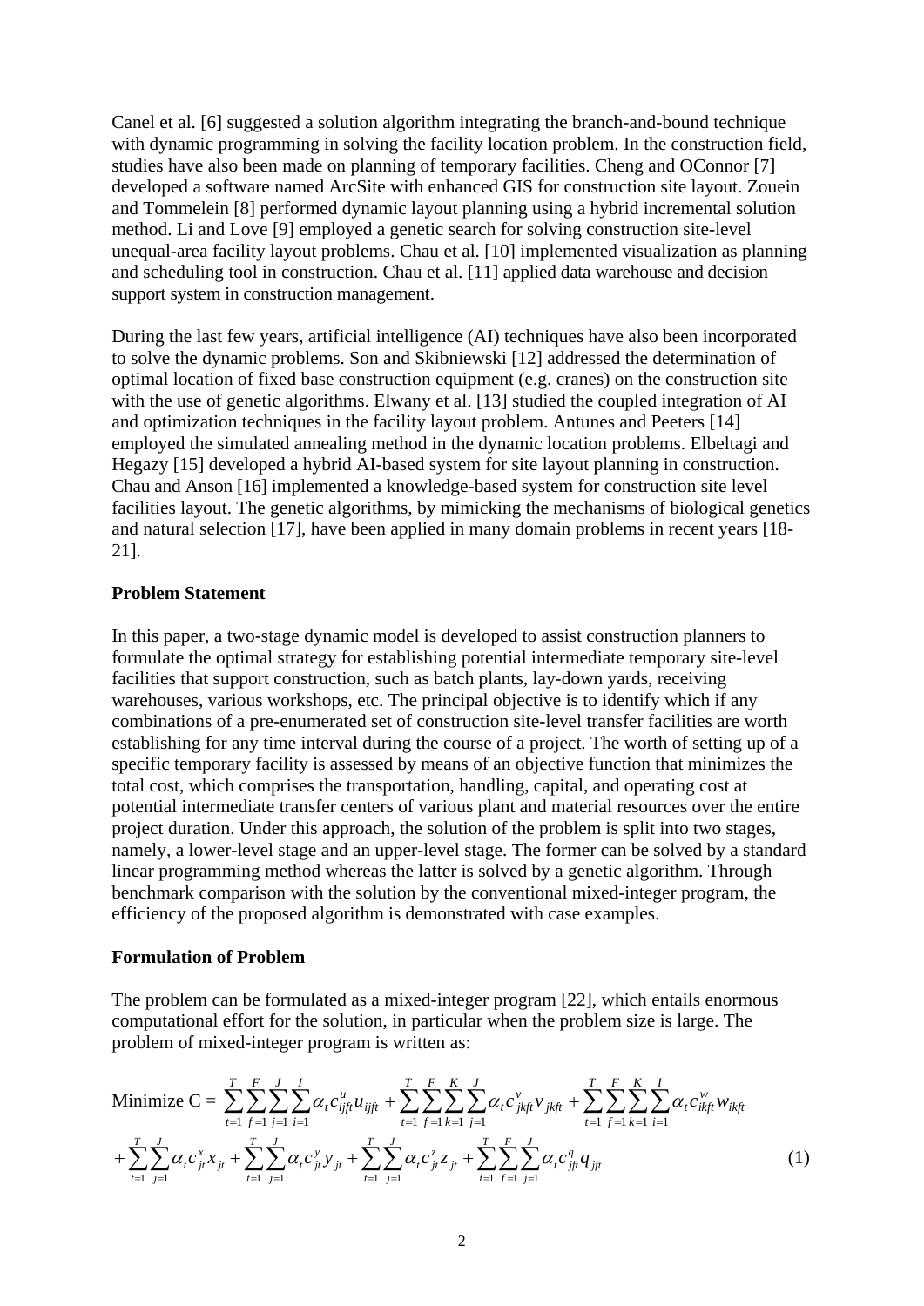Canel et al. [6] suggested a solution algorithm integrating the branch-and-bound technique with dynamic programming in solving the facility location problem. In the construction field, studies have also been made on planning of temporary facilities. Cheng and OConnor [7] developed a software named ArcSite with enhanced GIS for construction site layout. Zouein and Tommelein [8] performed dynamic layout planning using a hybrid incremental solution method. Li and Love [9] employed a genetic search for solving construction site-level unequal-area facility layout problems. Chau et al. [10] implemented visualization as planning and scheduling tool in construction. Chau et al. [11] applied data warehouse and decision support system in construction management.

During the last few years, artificial intelligence (AI) techniques have also been incorporated to solve the dynamic problems. Son and Skibniewski [12] addressed the determination of optimal location of fixed base construction equipment (e.g. cranes) on the construction site with the use of genetic algorithms. Elwany et al. [13] studied the coupled integration of AI and optimization techniques in the facility layout problem. Antunes and Peeters [14] employed the simulated annealing method in the dynamic location problems. Elbeltagi and Hegazy [15] developed a hybrid AI-based system for site layout planning in construction. Chau and Anson [16] implemented a knowledge-based system for construction site level facilities layout. The genetic algorithms, by mimicking the mechanisms of biological genetics and natural selection [17], have been applied in many domain problems in recent years [18-21].

**Problem Statement**

In this paper, a two-stage dynamic model is developed to assist construction planners to formulate the optimal strategy for establishing potential intermediate temporary site-level facilities that support construction, such as batch plants, lay-down yards, receiving warehouses, various workshops, etc. The principal objective is to identify which if any combinations of a pre-enumerated set of construction site-level transfer facilities are worth establishing for any time interval during the course of a project. The worth of setting up of a specific temporary facility is assessed by means of an objective function that minimizes the total cost, which comprises the transportation, handling, capital, and operating cost at potential intermediate transfer centers of various plant and material resources over the entire project duration. Under this approach, the solution of the problem is split into two stages, namely, a lower-level stage and an upper-level stage. The former can be solved by a standard linear programming method whereas the latter is solved by a genetic algorithm. Through benchmark comparison with the solution by the conventional mixed-integer program, the efficiency of the proposed algorithm is demonstrated with case examples.

**Formulation of Problem**

The problem can be formulated as a mixed-integer program [22], which entails enormous computational effort for the solution, in particular when the problem size is large. The problem of mixed-integer program is written as:

$$\text{Minimize C} = \sum_{t=1}^{T}\sum_{f=1}^{F}\sum_{j=1}^{J}\sum_{i=1}^{I}\alpha_t c_{ijft}^{u} u_{ijft} + \sum_{t=1}^{T}\sum_{f=1}^{F}\sum_{k=1}^{K}\sum_{j=1}^{J}\alpha_t c_{jkft}^{v} v_{jkft} + \sum_{t=1}^{T}\sum_{f=1}^{F}\sum_{k=1}^{K}\sum_{i=1}^{I}\alpha_t c_{ikft}^{w} w_{ikft}$$

$$+\sum_{t=1}^{T}\sum_{j=1}^{J}\alpha_t c_{jt}^{x} x_{jt} + \sum_{t=1}^{T}\sum_{j=1}^{J}\alpha_t c_{jt}^{y} y_{jt} + \sum_{t=1}^{T}\sum_{j=1}^{J}\alpha_t c_{jt}^{z} z_{jt} + \sum_{t=1}^{T}\sum_{f=1}^{F}\sum_{j=1}^{J}\alpha_t c_{jft}^{q} q_{jft} \quad (1)$$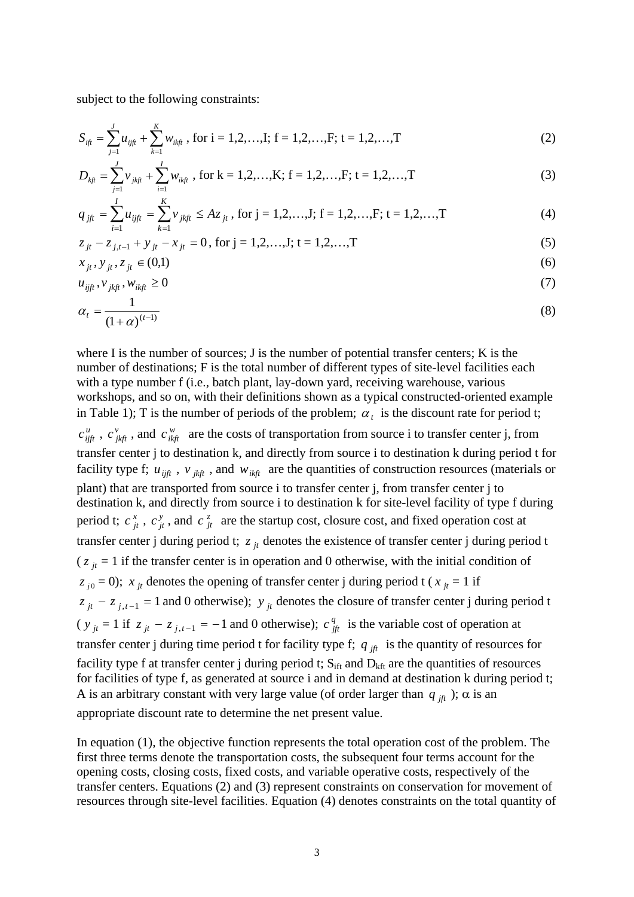subject to the following constraints:

$$S_{ift} = \sum_{j=1}^{J} u_{ijft} + \sum_{k=1}^{K} w_{ikft} \text{, for i = 1,2,…,I; f = 1,2,…,F; t = 1,2,…,T} \tag{2}$$

$$D_{kft} = \sum_{j=1}^{J} v_{jkft} + \sum_{i=1}^{I} w_{ikft} \text{, for k = 1,2,…,K; f = 1,2,…,F; t = 1,2,…,T} \tag{3}$$

$$q_{jft} = \sum_{i=1}^{I} u_{ijft} = \sum_{k=1}^{K} v_{jkft} \leq Az_{jt} \text{, for j = 1,2,…,J; f = 1,2,…,F; t = 1,2,…,T} \tag{4}$$

$$z_{jt} - z_{j,t-1} + y_{jt} - x_{jt} = 0 \text{, for j = 1,2,…,J; t = 1,2,…,T} \tag{5}$$

$$x_{jt}, y_{jt}, z_{jt} \in (0,1) \tag{6}$$

$$u_{ijft}, v_{jkft}, w_{ikft} \geq 0 \tag{7}$$

$$\alpha_t = \frac{1}{(1+\alpha)^{(t-1)}} \tag{8}$$

where I is the number of sources; J is the number of potential transfer centers; K is the number of destinations; F is the total number of different types of site-level facilities each with a type number f (i.e., batch plant, lay-down yard, receiving warehouse, various workshops, and so on, with their definitions shown as a typical constructed-oriented example in Table 1); T is the number of periods of the problem; $\alpha_t$ is the discount rate for period t; $c^u_{ijft}$, $c^v_{jkft}$, and $c^w_{ikft}$ are the costs of transportation from source i to transfer center j, from transfer center j to destination k, and directly from source i to destination k during period t for facility type f; $u_{ijft}$, $v_{jkft}$, and $w_{ikft}$ are the quantities of construction resources (materials or plant) that are transported from source i to transfer center j, from transfer center j to destination k, and directly from source i to destination k for site-level facility of type f during period t; $c^x_{jt}$, $c^y_{jt}$, and $c^z_{jt}$ are the startup cost, closure cost, and fixed operation cost at transfer center j during period t; $z_{jt}$ denotes the existence of transfer center j during period t ($z_{jt}$ = 1 if the transfer center is in operation and 0 otherwise, with the initial condition of $z_{j0} = 0$); $x_{jt}$ denotes the opening of transfer center j during period t ($x_{jt}$ = 1 if $z_{jt} - z_{j,t-1} = 1$ and 0 otherwise); $y_{jt}$ denotes the closure of transfer center j during period t ($y_{jt}$ = 1 if $z_{jt} - z_{j,t-1} = -1$ and 0 otherwise); $c^q_{jft}$ is the variable cost of operation at transfer center j during time period t for facility type f; $q_{jft}$ is the quantity of resources for facility type f at transfer center j during period t; $S_{ift}$ and $D_{kft}$ are the quantities of resources for facilities of type f, as generated at source i and in demand at destination k during period t; A is an arbitrary constant with very large value (of order larger than $q_{jft}$); $\alpha$ is an appropriate discount rate to determine the net present value.

In equation (1), the objective function represents the total operation cost of the problem. The first three terms denote the transportation costs, the subsequent four terms account for the opening costs, closing costs, fixed costs, and variable operative costs, respectively of the transfer centers. Equations (2) and (3) represent constraints on conservation for movement of resources through site-level facilities. Equation (4) denotes constraints on the total quantity of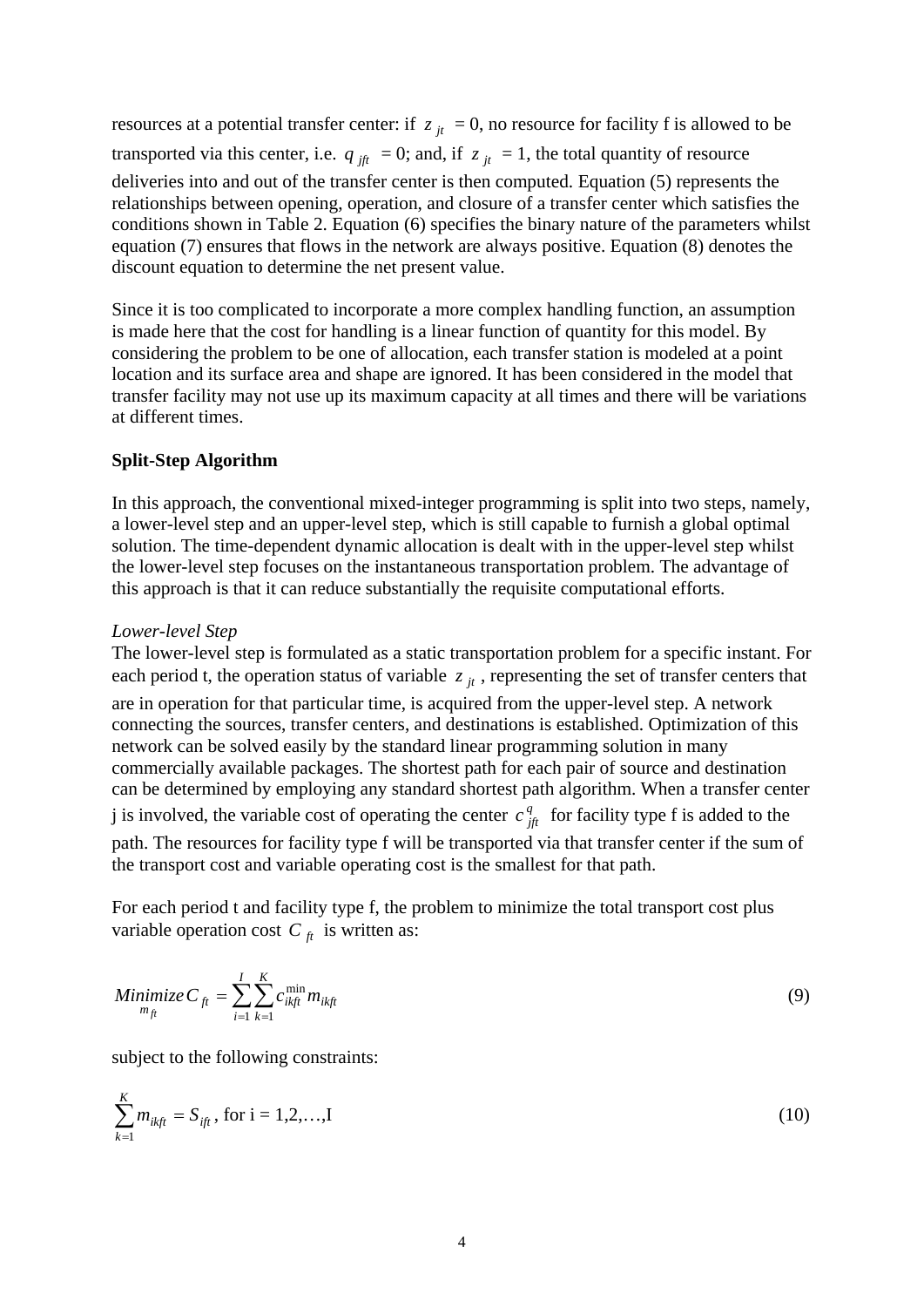resources at a potential transfer center: if $z_{jt} = 0$, no resource for facility f is allowed to be transported via this center, i.e. $q_{jft} = 0$; and, if $z_{jt} = 1$, the total quantity of resource deliveries into and out of the transfer center is then computed. Equation (5) represents the relationships between opening, operation, and closure of a transfer center which satisfies the conditions shown in Table 2. Equation (6) specifies the binary nature of the parameters whilst equation (7) ensures that flows in the network are always positive. Equation (8) denotes the discount equation to determine the net present value.

Since it is too complicated to incorporate a more complex handling function, an assumption is made here that the cost for handling is a linear function of quantity for this model. By considering the problem to be one of allocation, each transfer station is modeled at a point location and its surface area and shape are ignored. It has been considered in the model that transfer facility may not use up its maximum capacity at all times and there will be variations at different times.

**Split-Step Algorithm**

In this approach, the conventional mixed-integer programming is split into two steps, namely, a lower-level step and an upper-level step, which is still capable to furnish a global optimal solution. The time-dependent dynamic allocation is dealt with in the upper-level step whilst the lower-level step focuses on the instantaneous transportation problem. The advantage of this approach is that it can reduce substantially the requisite computational efforts.

*Lower-level Step*

The lower-level step is formulated as a static transportation problem for a specific instant. For each period t, the operation status of variable $z_{jt}$, representing the set of transfer centers that are in operation for that particular time, is acquired from the upper-level step. A network connecting the sources, transfer centers, and destinations is established. Optimization of this network can be solved easily by the standard linear programming solution in many commercially available packages. The shortest path for each pair of source and destination can be determined by employing any standard shortest path algorithm. When a transfer center j is involved, the variable cost of operating the center $c^{q}_{jft}$ for facility type f is added to the path. The resources for facility type f will be transported via that transfer center if the sum of the transport cost and variable operating cost is the smallest for that path.

For each period t and facility type f, the problem to minimize the total transport cost plus variable operation cost $C_{ft}$ is written as:

$$\underset{m_{ft}}{Minimize}\, C_{ft} = \sum_{i=1}^{I}\sum_{k=1}^{K} c^{\min}_{ikft}\, m_{ikft} \tag{9}$$

subject to the following constraints:

$$\sum_{k=1}^{K} m_{ikft} = S_{ift}\text{, for i = 1,2,…,I} \tag{10}$$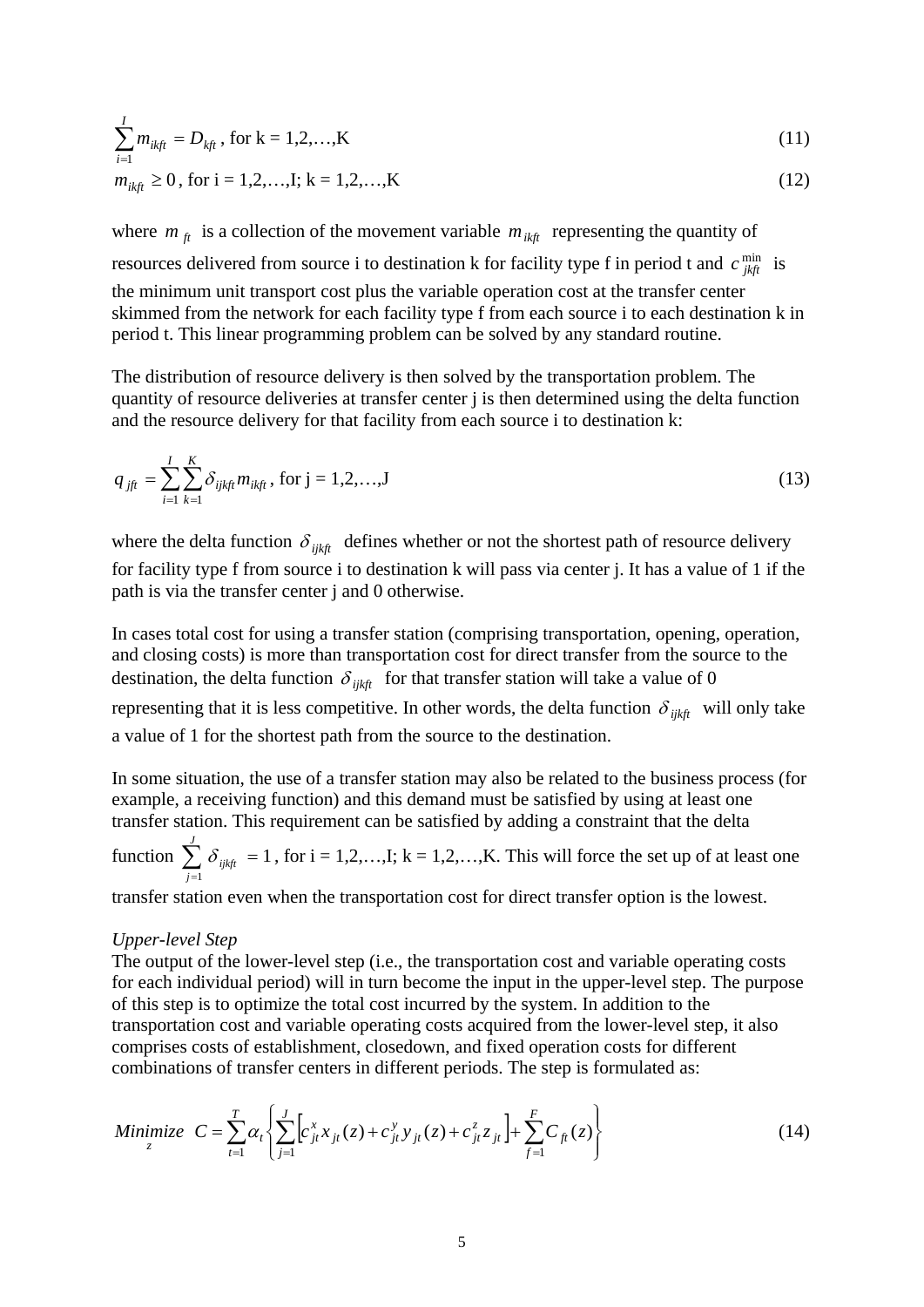$$\sum_{i=1}^{I} m_{ikft} = D_{kft}\text{, for k = 1,2,…,K} \tag{11}$$

$$m_{ikft} \geq 0\text{, for i = 1,2,…,I; k = 1,2,…,K} \tag{12}$$

where $m_{ft}$ is a collection of the movement variable $m_{ikft}$ representing the quantity of resources delivered from source i to destination k for facility type f in period t and $c_{jkft}^{\min}$ is the minimum unit transport cost plus the variable operation cost at the transfer center skimmed from the network for each facility type f from each source i to each destination k in period t. This linear programming problem can be solved by any standard routine.

The distribution of resource delivery is then solved by the transportation problem. The quantity of resource deliveries at transfer center j is then determined using the delta function and the resource delivery for that facility from each source i to destination k:

$$q_{jft} = \sum_{i=1}^{I}\sum_{k=1}^{K} \delta_{ijkft} m_{ikft}\text{, for j = 1,2,…,J} \tag{13}$$

where the delta function $\delta_{ijkft}$ defines whether or not the shortest path of resource delivery for facility type f from source i to destination k will pass via center j. It has a value of 1 if the path is via the transfer center j and 0 otherwise.

In cases total cost for using a transfer station (comprising transportation, opening, operation, and closing costs) is more than transportation cost for direct transfer from the source to the destination, the delta function $\delta_{ijkft}$ for that transfer station will take a value of 0 representing that it is less competitive. In other words, the delta function $\delta_{ijkft}$ will only take a value of 1 for the shortest path from the source to the destination.

In some situation, the use of a transfer station may also be related to the business process (for example, a receiving function) and this demand must be satisfied by using at least one transfer station. This requirement can be satisfied by adding a constraint that the delta function $\sum_{j=1}^{J} \delta_{ijkft} = 1$, for i = 1,2,…,I; k = 1,2,…,K. This will force the set up of at least one transfer station even when the transportation cost for direct transfer option is the lowest.

*Upper-level Step*

The output of the lower-level step (i.e., the transportation cost and variable operating costs for each individual period) will in turn become the input in the upper-level step. The purpose of this step is to optimize the total cost incurred by the system. In addition to the transportation cost and variable operating costs acquired from the lower-level step, it also comprises costs of establishment, closedown, and fixed operation costs for different combinations of transfer centers in different periods. The step is formulated as:

$$\underset{z}{Minimize}\;\; C = \sum_{t=1}^{T} \alpha_t \left\{ \sum_{j=1}^{J} \left[ c_{jt}^{x} x_{jt}(z) + c_{jt}^{y} y_{jt}(z) + c_{jt}^{z} z_{jt} \right] + \sum_{f=1}^{F} C_{ft}(z) \right\} \tag{14}$$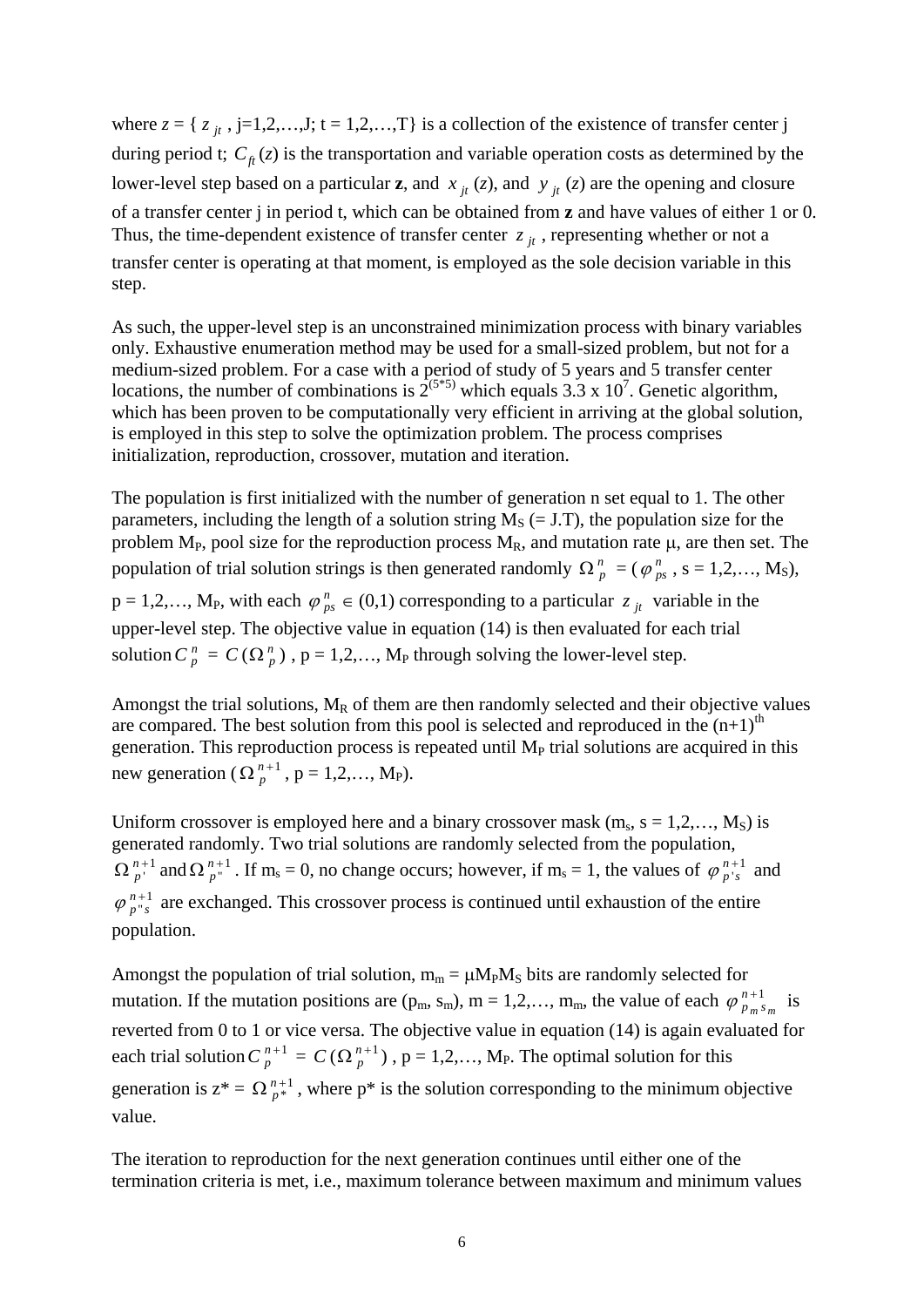where $z = \{ z_{jt}$ , j=1,2,…,J; t = 1,2,…,T} is a collection of the existence of transfer center j during period t; $C_{ft}(z)$ is the transportation and variable operation costs as determined by the lower-level step based on a particular **z**, and $x_{jt}(z)$, and $y_{jt}(z)$ are the opening and closure of a transfer center j in period t, which can be obtained from **z** and have values of either 1 or 0. Thus, the time-dependent existence of transfer center $z_{jt}$ , representing whether or not a transfer center is operating at that moment, is employed as the sole decision variable in this step.

As such, the upper-level step is an unconstrained minimization process with binary variables only. Exhaustive enumeration method may be used for a small-sized problem, but not for a medium-sized problem. For a case with a period of study of 5 years and 5 transfer center locations, the number of combinations is $2^{(5*5)}$ which equals $3.3 \times 10^7$. Genetic algorithm, which has been proven to be computationally very efficient in arriving at the global solution, is employed in this step to solve the optimization problem. The process comprises initialization, reproduction, crossover, mutation and iteration.

The population is first initialized with the number of generation n set equal to 1. The other parameters, including the length of a solution string $M_S$ (= J.T), the population size for the problem $M_P$, pool size for the reproduction process $M_R$, and mutation rate $\mu$, are then set. The population of trial solution strings is then generated randomly $\Omega_p^n = (\varphi_{ps}^n$ , s = 1,2,…, $M_S$), p = 1,2,…, $M_P$, with each $\varphi_{ps}^n \in (0,1)$ corresponding to a particular $z_{jt}$ variable in the upper-level step. The objective value in equation (14) is then evaluated for each trial solution $C_p^n = C(\Omega_p^n)$ , p = 1,2,…, $M_P$ through solving the lower-level step.

Amongst the trial solutions, $M_R$ of them are then randomly selected and their objective values are compared. The best solution from this pool is selected and reproduced in the $(n+1)^{th}$ generation. This reproduction process is repeated until $M_P$ trial solutions are acquired in this new generation ($\Omega_p^{n+1}$, p = 1,2,…, $M_P$).

Uniform crossover is employed here and a binary crossover mask ($m_s$, s = 1,2,…, $M_S$) is generated randomly. Two trial solutions are randomly selected from the population, $\Omega_{p'}^{n+1}$ and $\Omega_{p''}^{n+1}$ . If $m_s = 0$, no change occurs; however, if $m_s = 1$, the values of $\varphi_{p's}^{n+1}$ and $\varphi_{p''s}^{n+1}$ are exchanged. This crossover process is continued until exhaustion of the entire population.

Amongst the population of trial solution, $m_m = \mu M_P M_S$ bits are randomly selected for mutation. If the mutation positions are ($p_m$, $s_m$), m = 1,2,…, $m_m$, the value of each $\varphi_{p_m s_m}^{n+1}$ is reverted from 0 to 1 or vice versa. The objective value in equation (14) is again evaluated for each trial solution $C_p^{n+1} = C(\Omega_p^{n+1})$ , p = 1,2,…, $M_P$. The optimal solution for this generation is $z^* = \Omega_{p^*}^{n+1}$ , where p* is the solution corresponding to the minimum objective value.

The iteration to reproduction for the next generation continues until either one of the termination criteria is met, i.e., maximum tolerance between maximum and minimum values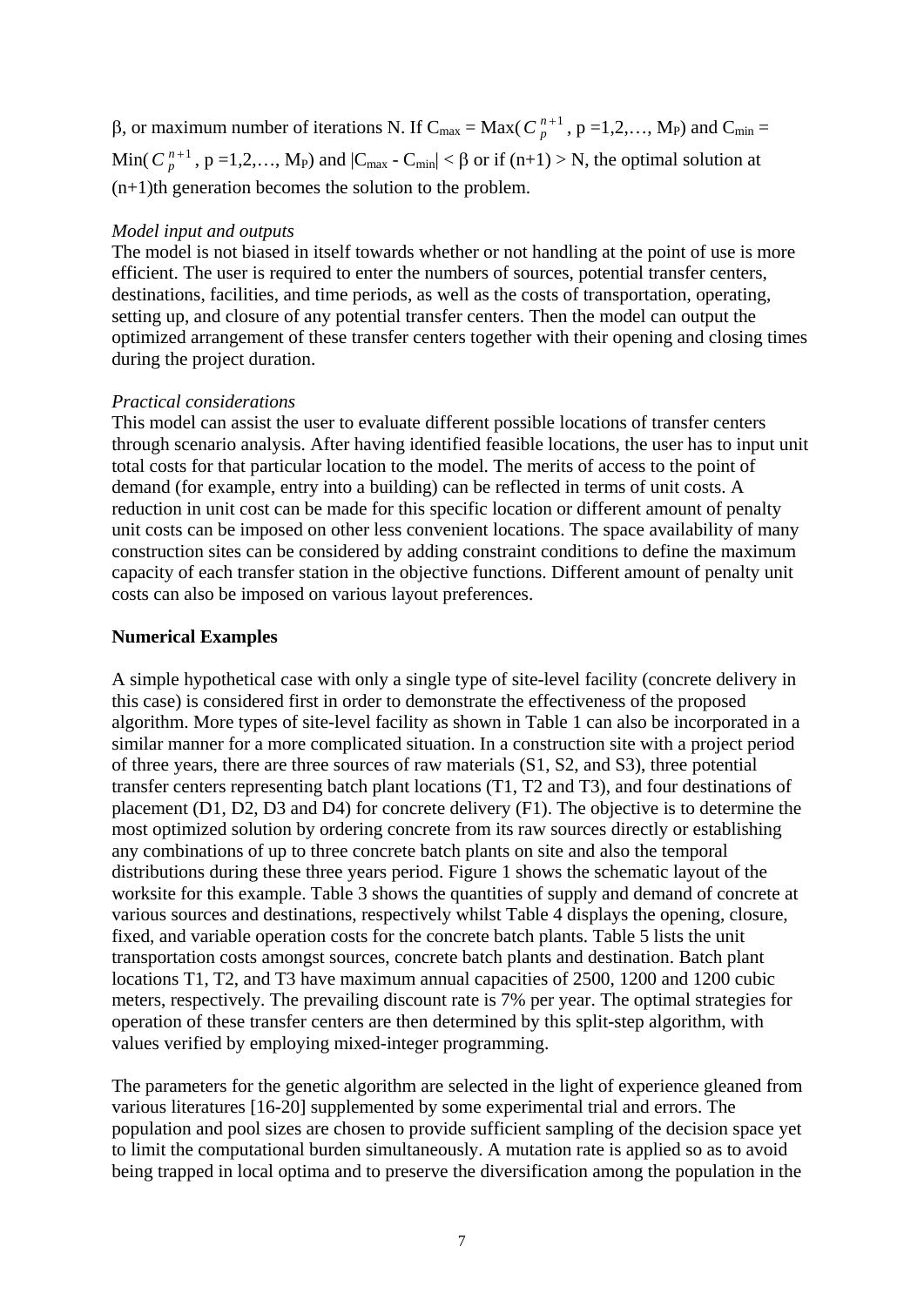β, or maximum number of iterations N. If $C_{max} = \text{Max}(C_p^{n+1}, p = 1,2,\ldots, M_P)$ and $C_{min} = \text{Min}(C_p^{n+1}, p = 1,2,\ldots, M_P)$ and $|C_{max} - C_{min}| < \beta$ or if $(n+1) > N$, the optimal solution at (n+1)th generation becomes the solution to the problem.

*Model input and outputs*

The model is not biased in itself towards whether or not handling at the point of use is more efficient. The user is required to enter the numbers of sources, potential transfer centers, destinations, facilities, and time periods, as well as the costs of transportation, operating, setting up, and closure of any potential transfer centers. Then the model can output the optimized arrangement of these transfer centers together with their opening and closing times during the project duration.

*Practical considerations*

This model can assist the user to evaluate different possible locations of transfer centers through scenario analysis. After having identified feasible locations, the user has to input unit total costs for that particular location to the model. The merits of access to the point of demand (for example, entry into a building) can be reflected in terms of unit costs. A reduction in unit cost can be made for this specific location or different amount of penalty unit costs can be imposed on other less convenient locations. The space availability of many construction sites can be considered by adding constraint conditions to define the maximum capacity of each transfer station in the objective functions. Different amount of penalty unit costs can also be imposed on various layout preferences.

**Numerical Examples**

A simple hypothetical case with only a single type of site-level facility (concrete delivery in this case) is considered first in order to demonstrate the effectiveness of the proposed algorithm. More types of site-level facility as shown in Table 1 can also be incorporated in a similar manner for a more complicated situation. In a construction site with a project period of three years, there are three sources of raw materials (S1, S2, and S3), three potential transfer centers representing batch plant locations (T1, T2 and T3), and four destinations of placement (D1, D2, D3 and D4) for concrete delivery (F1). The objective is to determine the most optimized solution by ordering concrete from its raw sources directly or establishing any combinations of up to three concrete batch plants on site and also the temporal distributions during these three years period. Figure 1 shows the schematic layout of the worksite for this example. Table 3 shows the quantities of supply and demand of concrete at various sources and destinations, respectively whilst Table 4 displays the opening, closure, fixed, and variable operation costs for the concrete batch plants. Table 5 lists the unit transportation costs amongst sources, concrete batch plants and destination. Batch plant locations T1, T2, and T3 have maximum annual capacities of 2500, 1200 and 1200 cubic meters, respectively. The prevailing discount rate is 7% per year. The optimal strategies for operation of these transfer centers are then determined by this split-step algorithm, with values verified by employing mixed-integer programming.

The parameters for the genetic algorithm are selected in the light of experience gleaned from various literatures [16-20] supplemented by some experimental trial and errors. The population and pool sizes are chosen to provide sufficient sampling of the decision space yet to limit the computational burden simultaneously. A mutation rate is applied so as to avoid being trapped in local optima and to preserve the diversification among the population in the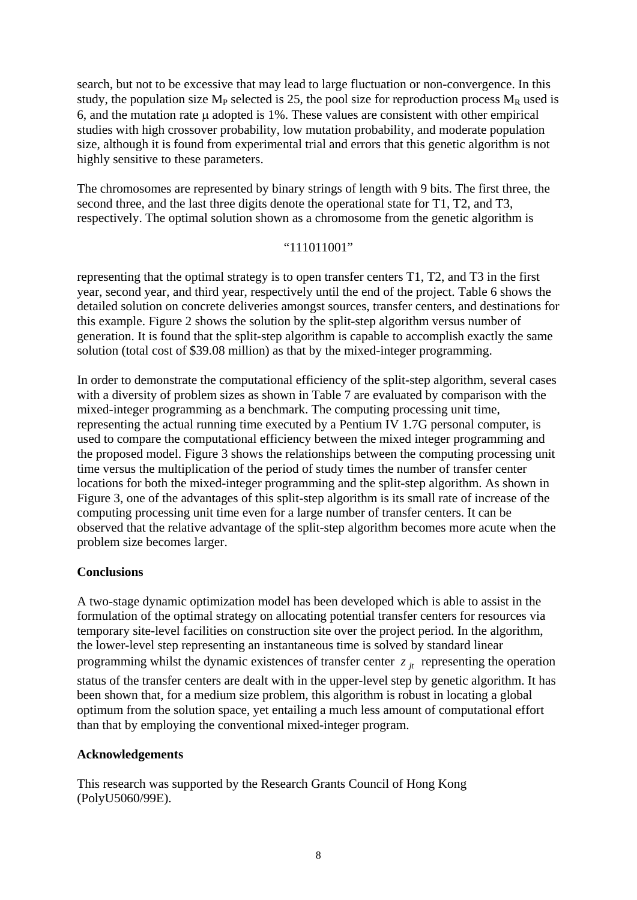search, but not to be excessive that may lead to large fluctuation or non-convergence. In this study, the population size $M_P$ selected is 25, the pool size for reproduction process $M_R$ used is 6, and the mutation rate $\mu$ adopted is 1%. These values are consistent with other empirical studies with high crossover probability, low mutation probability, and moderate population size, although it is found from experimental trial and errors that this genetic algorithm is not highly sensitive to these parameters.

The chromosomes are represented by binary strings of length with 9 bits. The first three, the second three, and the last three digits denote the operational state for T1, T2, and T3, respectively. The optimal solution shown as a chromosome from the genetic algorithm is

"111011001"

representing that the optimal strategy is to open transfer centers T1, T2, and T3 in the first year, second year, and third year, respectively until the end of the project. Table 6 shows the detailed solution on concrete deliveries amongst sources, transfer centers, and destinations for this example. Figure 2 shows the solution by the split-step algorithm versus number of generation. It is found that the split-step algorithm is capable to accomplish exactly the same solution (total cost of $39.08 million) as that by the mixed-integer programming.

In order to demonstrate the computational efficiency of the split-step algorithm, several cases with a diversity of problem sizes as shown in Table 7 are evaluated by comparison with the mixed-integer programming as a benchmark. The computing processing unit time, representing the actual running time executed by a Pentium IV 1.7G personal computer, is used to compare the computational efficiency between the mixed integer programming and the proposed model. Figure 3 shows the relationships between the computing processing unit time versus the multiplication of the period of study times the number of transfer center locations for both the mixed-integer programming and the split-step algorithm. As shown in Figure 3, one of the advantages of this split-step algorithm is its small rate of increase of the computing processing unit time even for a large number of transfer centers. It can be observed that the relative advantage of the split-step algorithm becomes more acute when the problem size becomes larger.

**Conclusions**

A two-stage dynamic optimization model has been developed which is able to assist in the formulation of the optimal strategy on allocating potential transfer centers for resources via temporary site-level facilities on construction site over the project period. In the algorithm, the lower-level step representing an instantaneous time is solved by standard linear programming whilst the dynamic existences of transfer center $z_{jt}$ representing the operation status of the transfer centers are dealt with in the upper-level step by genetic algorithm. It has been shown that, for a medium size problem, this algorithm is robust in locating a global optimum from the solution space, yet entailing a much less amount of computational effort than that by employing the conventional mixed-integer program.

**Acknowledgements**

This research was supported by the Research Grants Council of Hong Kong (PolyU5060/99E).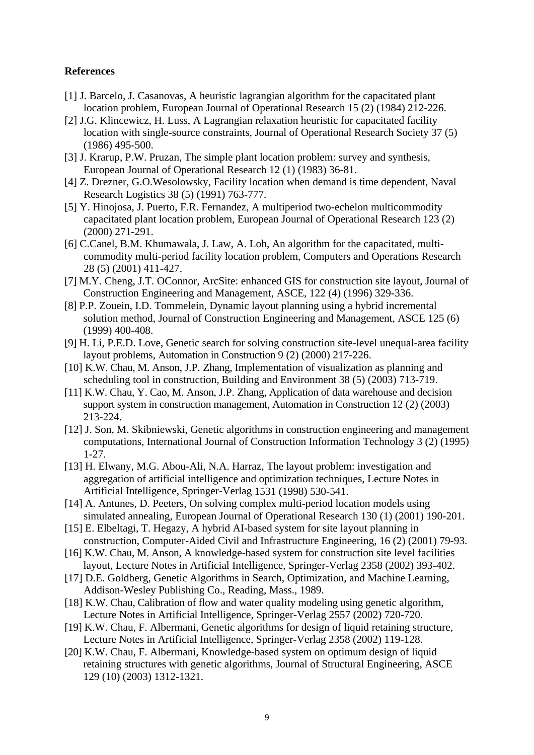**References**

[1] J. Barcelo, J. Casanovas, A heuristic lagrangian algorithm for the capacitated plant location problem, European Journal of Operational Research 15 (2) (1984) 212-226.

[2] J.G. Klincewicz, H. Luss, A Lagrangian relaxation heuristic for capacitated facility location with single-source constraints, Journal of Operational Research Society 37 (5) (1986) 495-500.

[3] J. Krarup, P.W. Pruzan, The simple plant location problem: survey and synthesis, European Journal of Operational Research 12 (1) (1983) 36-81.

[4] Z. Drezner, G.O.Wesolowsky, Facility location when demand is time dependent, Naval Research Logistics 38 (5) (1991) 763-777.

[5] Y. Hinojosa, J. Puerto, F.R. Fernandez, A multiperiod two-echelon multicommodity capacitated plant location problem, European Journal of Operational Research 123 (2) (2000) 271-291.

[6] C.Canel, B.M. Khumawala, J. Law, A. Loh, An algorithm for the capacitated, multi-commodity multi-period facility location problem, Computers and Operations Research 28 (5) (2001) 411-427.

[7] M.Y. Cheng, J.T. OConnor, ArcSite: enhanced GIS for construction site layout, Journal of Construction Engineering and Management, ASCE, 122 (4) (1996) 329-336.

[8] P.P. Zouein, I.D. Tommelein, Dynamic layout planning using a hybrid incremental solution method, Journal of Construction Engineering and Management, ASCE 125 (6) (1999) 400-408.

[9] H. Li, P.E.D. Love, Genetic search for solving construction site-level unequal-area facility layout problems, Automation in Construction 9 (2) (2000) 217-226.

[10] K.W. Chau, M. Anson, J.P. Zhang, Implementation of visualization as planning and scheduling tool in construction, Building and Environment 38 (5) (2003) 713-719.

[11] K.W. Chau, Y. Cao, M. Anson, J.P. Zhang, Application of data warehouse and decision support system in construction management, Automation in Construction 12 (2) (2003) 213-224.

[12] J. Son, M. Skibniewski, Genetic algorithms in construction engineering and management computations, International Journal of Construction Information Technology 3 (2) (1995) 1-27.

[13] H. Elwany, M.G. Abou-Ali, N.A. Harraz, The layout problem: investigation and aggregation of artificial intelligence and optimization techniques, Lecture Notes in Artificial Intelligence, Springer-Verlag 1531 (1998) 530-541.

[14] A. Antunes, D. Peeters, On solving complex multi-period location models using simulated annealing, European Journal of Operational Research 130 (1) (2001) 190-201.

[15] E. Elbeltagi, T. Hegazy, A hybrid AI-based system for site layout planning in construction, Computer-Aided Civil and Infrastructure Engineering, 16 (2) (2001) 79-93.

[16] K.W. Chau, M. Anson, A knowledge-based system for construction site level facilities layout, Lecture Notes in Artificial Intelligence, Springer-Verlag 2358 (2002) 393-402.

[17] D.E. Goldberg, Genetic Algorithms in Search, Optimization, and Machine Learning, Addison-Wesley Publishing Co., Reading, Mass., 1989.

[18] K.W. Chau, Calibration of flow and water quality modeling using genetic algorithm, Lecture Notes in Artificial Intelligence, Springer-Verlag 2557 (2002) 720-720.

[19] K.W. Chau, F. Albermani, Genetic algorithms for design of liquid retaining structure, Lecture Notes in Artificial Intelligence, Springer-Verlag 2358 (2002) 119-128.

[20] K.W. Chau, F. Albermani, Knowledge-based system on optimum design of liquid retaining structures with genetic algorithms, Journal of Structural Engineering, ASCE 129 (10) (2003) 1312-1321.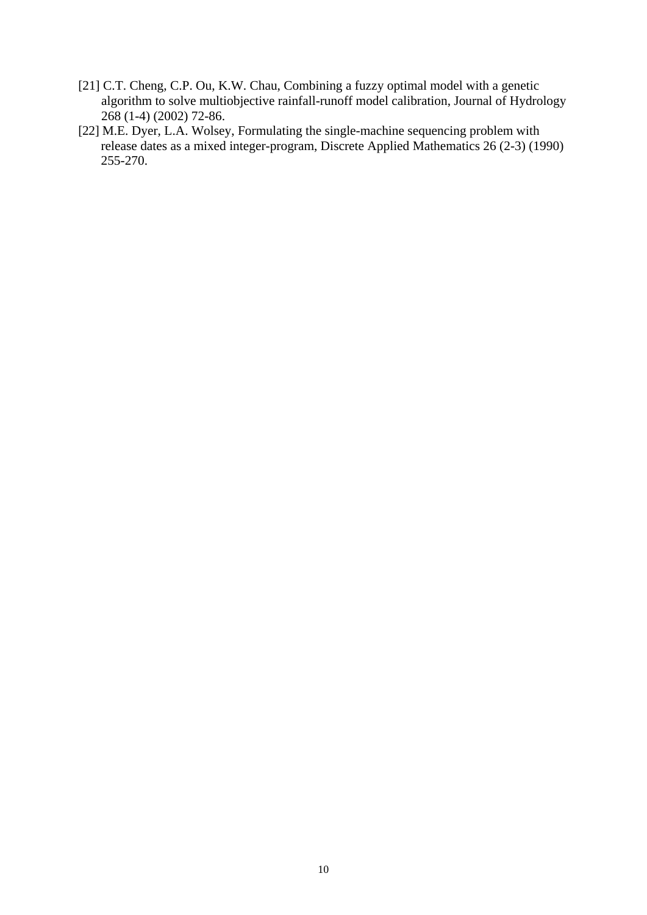[21] C.T. Cheng, C.P. Ou, K.W. Chau, Combining a fuzzy optimal model with a genetic algorithm to solve multiobjective rainfall-runoff model calibration, Journal of Hydrology 268 (1-4) (2002) 72-86.

[22] M.E. Dyer, L.A. Wolsey, Formulating the single-machine sequencing problem with release dates as a mixed integer-program, Discrete Applied Mathematics 26 (2-3) (1990) 255-270.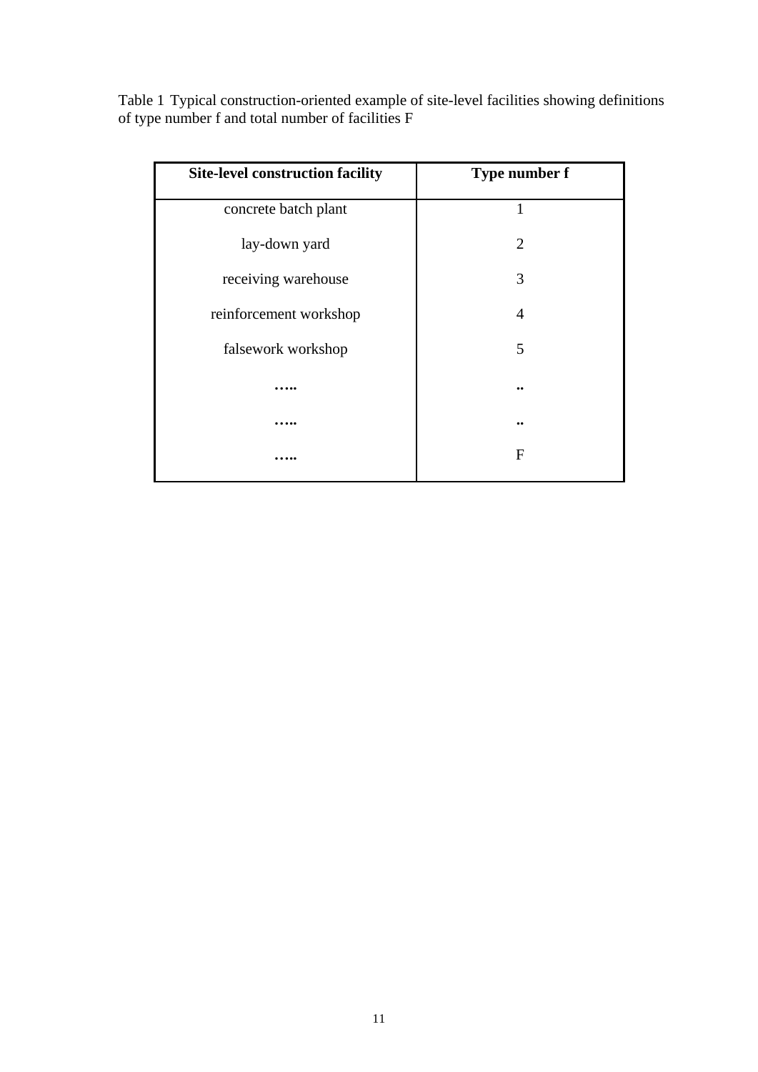Table 1 Typical construction-oriented example of site-level facilities showing definitions of type number f and total number of facilities F

| **Site-level construction facility** | **Type number f** |
|---|---|
| concrete batch plant | 1 |
| lay-down yard | 2 |
| receiving warehouse | 3 |
| reinforcement workshop | 4 |
| falsework workshop | 5 |
| ….. | .. |
| ….. | .. |
| ….. | F |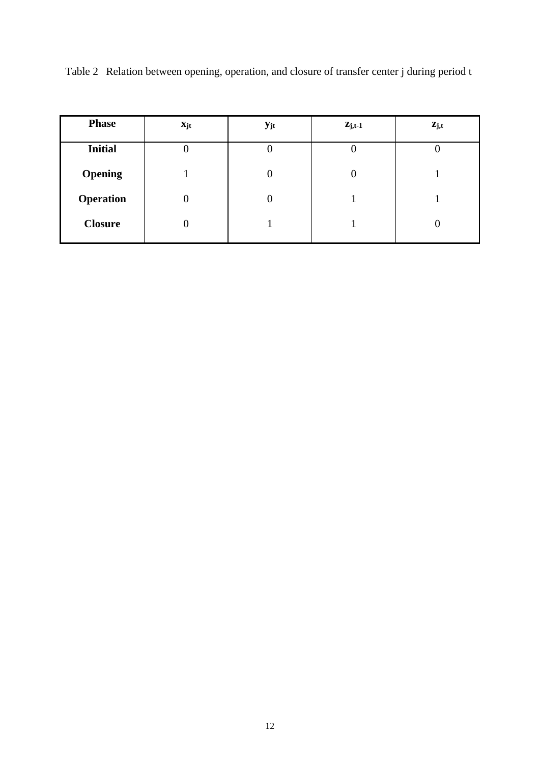Table 2 Relation between opening, operation, and closure of transfer center j during period t

| **Phase** | $x_{jt}$ | $y_{jt}$ | $z_{j,t-1}$ | $z_{j,t}$ |
|---|---|---|---|---|
| **Initial** | 0 | 0 | 0 | 0 |
| **Opening** | 1 | 0 | 0 | 1 |
| **Operation** | 0 | 0 | 1 | 1 |
| **Closure** | 0 | 1 | 1 | 0 |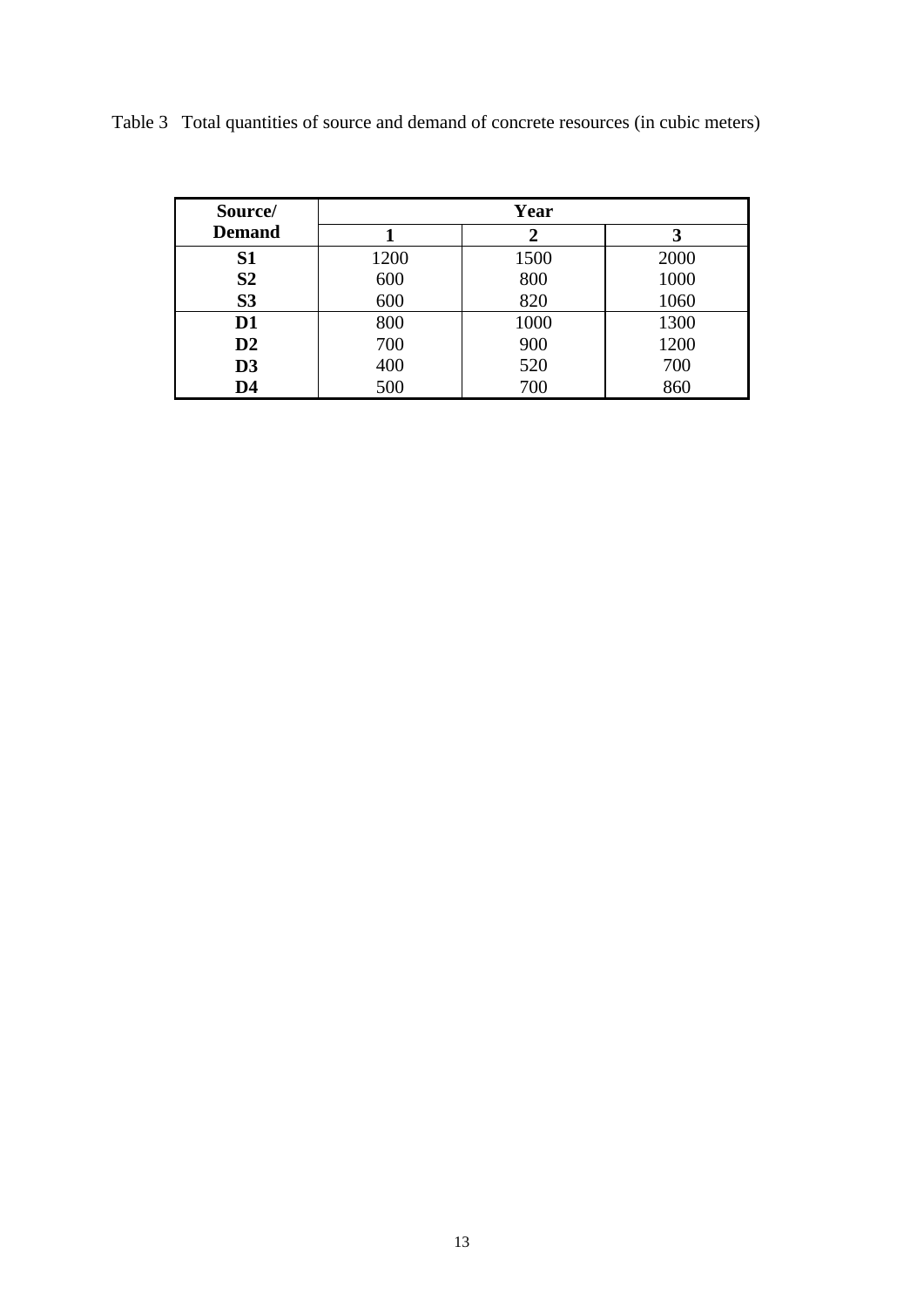Table 3 Total quantities of source and demand of concrete resources (in cubic meters)

| Source/ Demand | Year | | |
|---|---|---|---|
| | 1 | 2 | 3 |
| **S1** | 1200 | 1500 | 2000 |
| **S2** | 600 | 800 | 1000 |
| **S3** | 600 | 820 | 1060 |
| **D1** | 800 | 1000 | 1300 |
| **D2** | 700 | 900 | 1200 |
| **D3** | 400 | 520 | 700 |
| **D4** | 500 | 700 | 860 |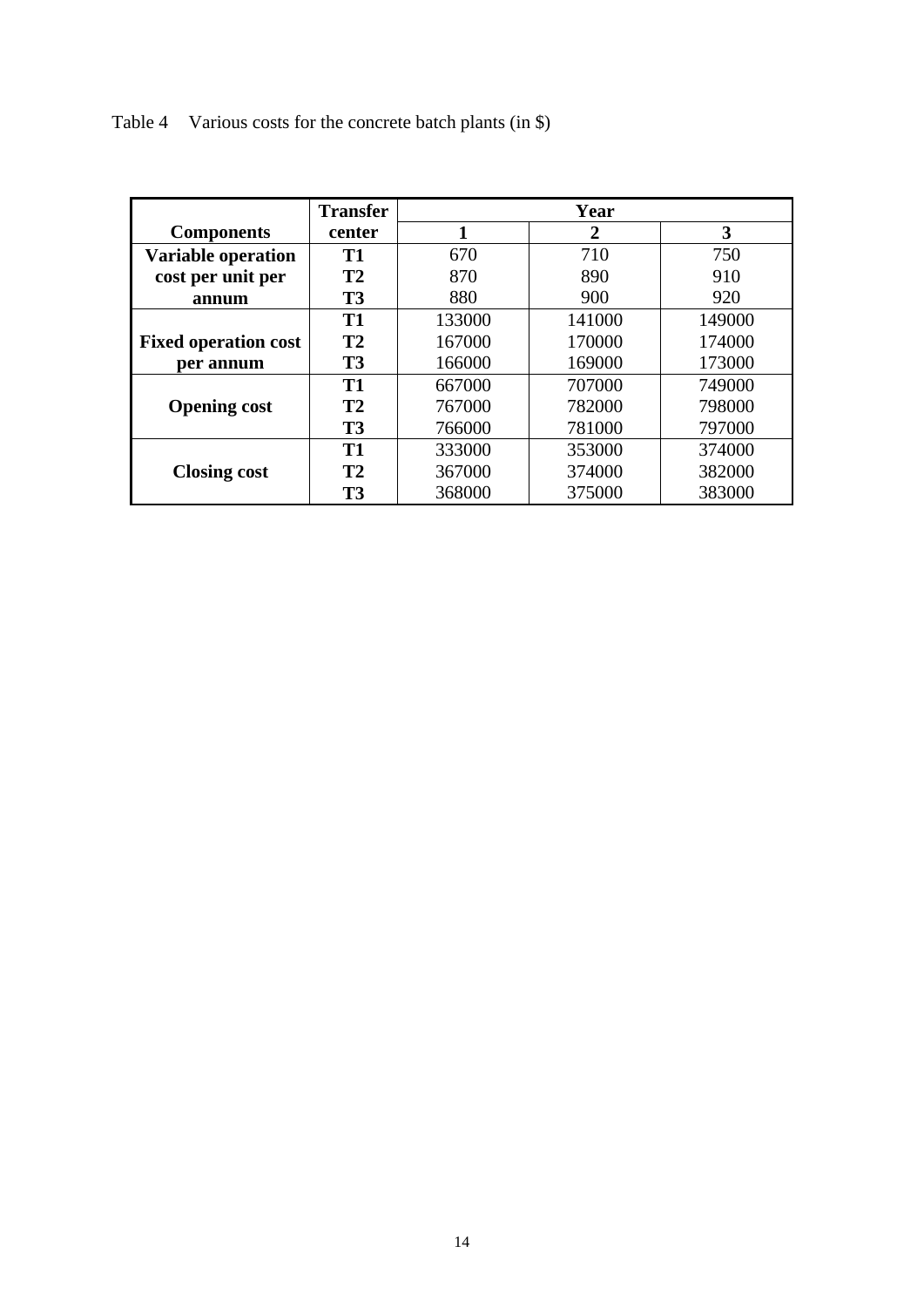Table 4 Various costs for the concrete batch plants (in $)

| Components | Transfer center | Year | | |
|---|---|---|---|---|
| | | 1 | 2 | 3 |
| Variable operation cost per unit per annum | T1 | 670 | 710 | 750 |
| | T2 | 870 | 890 | 910 |
| | T3 | 880 | 900 | 920 |
| Fixed operation cost per annum | T1 | 133000 | 141000 | 149000 |
| | T2 | 167000 | 170000 | 174000 |
| | T3 | 166000 | 169000 | 173000 |
| Opening cost | T1 | 667000 | 707000 | 749000 |
| | T2 | 767000 | 782000 | 798000 |
| | T3 | 766000 | 781000 | 797000 |
| Closing cost | T1 | 333000 | 353000 | 374000 |
| | T2 | 367000 | 374000 | 382000 |
| | T3 | 368000 | 375000 | 383000 |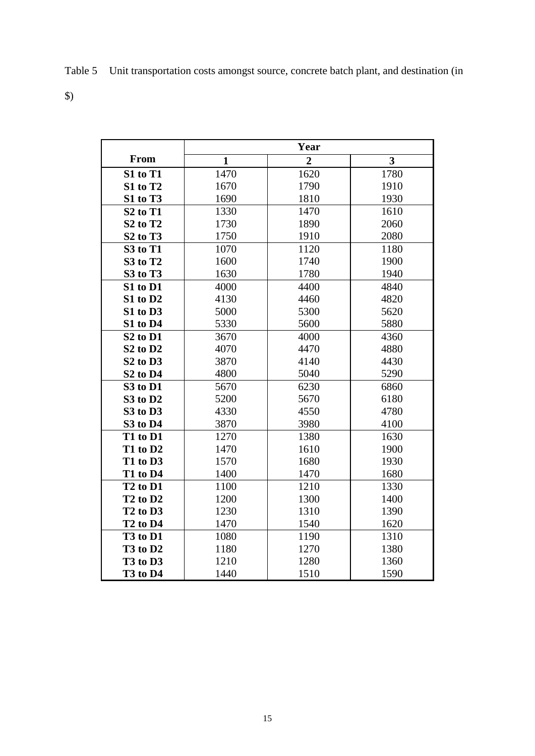Table 5 Unit transportation costs amongst source, concrete batch plant, and destination (in $)

| From | Year | | |
|---|---|---|---|
| | **1** | **2** | **3** |
| **S1 to T1** | 1470 | 1620 | 1780 |
| **S1 to T2** | 1670 | 1790 | 1910 |
| **S1 to T3** | 1690 | 1810 | 1930 |
| **S2 to T1** | 1330 | 1470 | 1610 |
| **S2 to T2** | 1730 | 1890 | 2060 |
| **S2 to T3** | 1750 | 1910 | 2080 |
| **S3 to T1** | 1070 | 1120 | 1180 |
| **S3 to T2** | 1600 | 1740 | 1900 |
| **S3 to T3** | 1630 | 1780 | 1940 |
| **S1 to D1** | 4000 | 4400 | 4840 |
| **S1 to D2** | 4130 | 4460 | 4820 |
| **S1 to D3** | 5000 | 5300 | 5620 |
| **S1 to D4** | 5330 | 5600 | 5880 |
| **S2 to D1** | 3670 | 4000 | 4360 |
| **S2 to D2** | 4070 | 4470 | 4880 |
| **S2 to D3** | 3870 | 4140 | 4430 |
| **S2 to D4** | 4800 | 5040 | 5290 |
| **S3 to D1** | 5670 | 6230 | 6860 |
| **S3 to D2** | 5200 | 5670 | 6180 |
| **S3 to D3** | 4330 | 4550 | 4780 |
| **S3 to D4** | 3870 | 3980 | 4100 |
| **T1 to D1** | 1270 | 1380 | 1630 |
| **T1 to D2** | 1470 | 1610 | 1900 |
| **T1 to D3** | 1570 | 1680 | 1930 |
| **T1 to D4** | 1400 | 1470 | 1680 |
| **T2 to D1** | 1100 | 1210 | 1330 |
| **T2 to D2** | 1200 | 1300 | 1400 |
| **T2 to D3** | 1230 | 1310 | 1390 |
| **T2 to D4** | 1470 | 1540 | 1620 |
| **T3 to D1** | 1080 | 1190 | 1310 |
| **T3 to D2** | 1180 | 1270 | 1380 |
| **T3 to D3** | 1210 | 1280 | 1360 |
| **T3 to D4** | 1440 | 1510 | 1590 |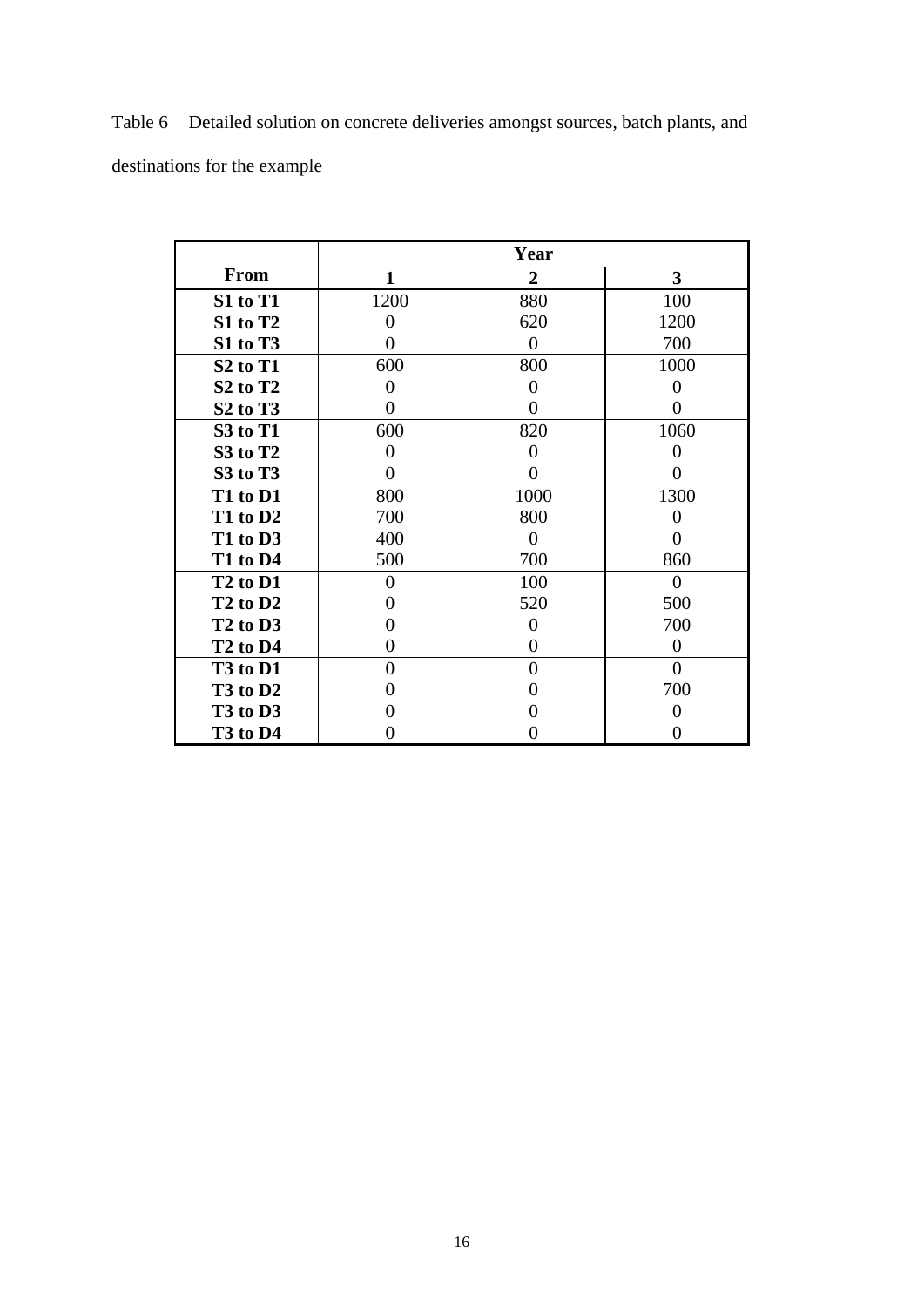Table 6 Detailed solution on concrete deliveries amongst sources, batch plants, and destinations for the example

| | Year | | |
|---|---|---|---|
| **From** | **1** | **2** | **3** |
| **S1 to T1** | 1200 | 880 | 100 |
| **S1 to T2** | 0 | 620 | 1200 |
| **S1 to T3** | 0 | 0 | 700 |
| **S2 to T1** | 600 | 800 | 1000 |
| **S2 to T2** | 0 | 0 | 0 |
| **S2 to T3** | 0 | 0 | 0 |
| **S3 to T1** | 600 | 820 | 1060 |
| **S3 to T2** | 0 | 0 | 0 |
| **S3 to T3** | 0 | 0 | 0 |
| **T1 to D1** | 800 | 1000 | 1300 |
| **T1 to D2** | 700 | 800 | 0 |
| **T1 to D3** | 400 | 0 | 0 |
| **T1 to D4** | 500 | 700 | 860 |
| **T2 to D1** | 0 | 100 | 0 |
| **T2 to D2** | 0 | 520 | 500 |
| **T2 to D3** | 0 | 0 | 700 |
| **T2 to D4** | 0 | 0 | 0 |
| **T3 to D1** | 0 | 0 | 0 |
| **T3 to D2** | 0 | 0 | 700 |
| **T3 to D3** | 0 | 0 | 0 |
| **T3 to D4** | 0 | 0 | 0 |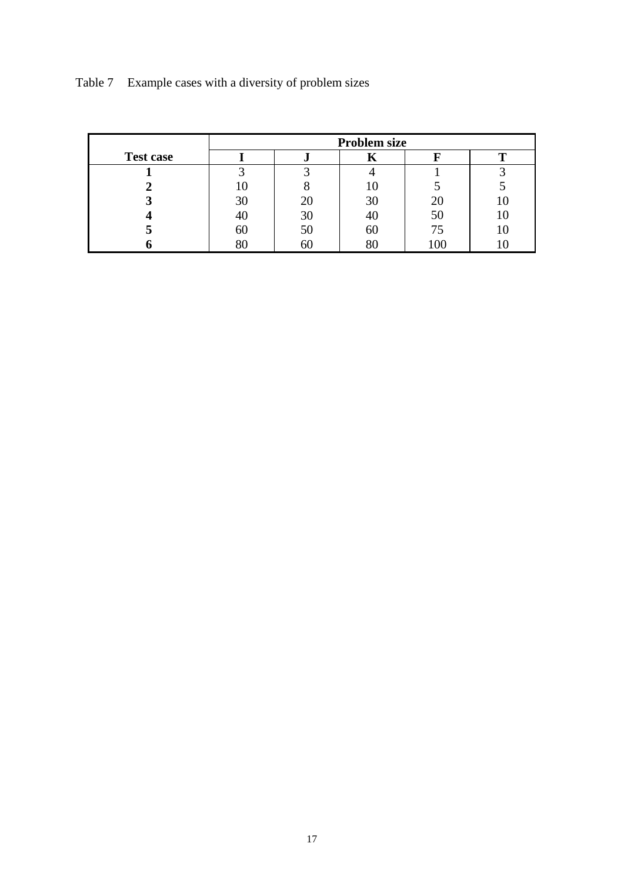Table 7 Example cases with a diversity of problem sizes

| | **Problem size** | | | | |
|---|---|---|---|---|---|
| **Test case** | **I** | **J** | **K** | **F** | **T** |
| **1** | 3 | 3 | 4 | 1 | 3 |
| **2** | 10 | 8 | 10 | 5 | 5 |
| **3** | 30 | 20 | 30 | 20 | 10 |
| **4** | 40 | 30 | 40 | 50 | 10 |
| **5** | 60 | 50 | 60 | 75 | 10 |
| **6** | 80 | 60 | 80 | 100 | 10 |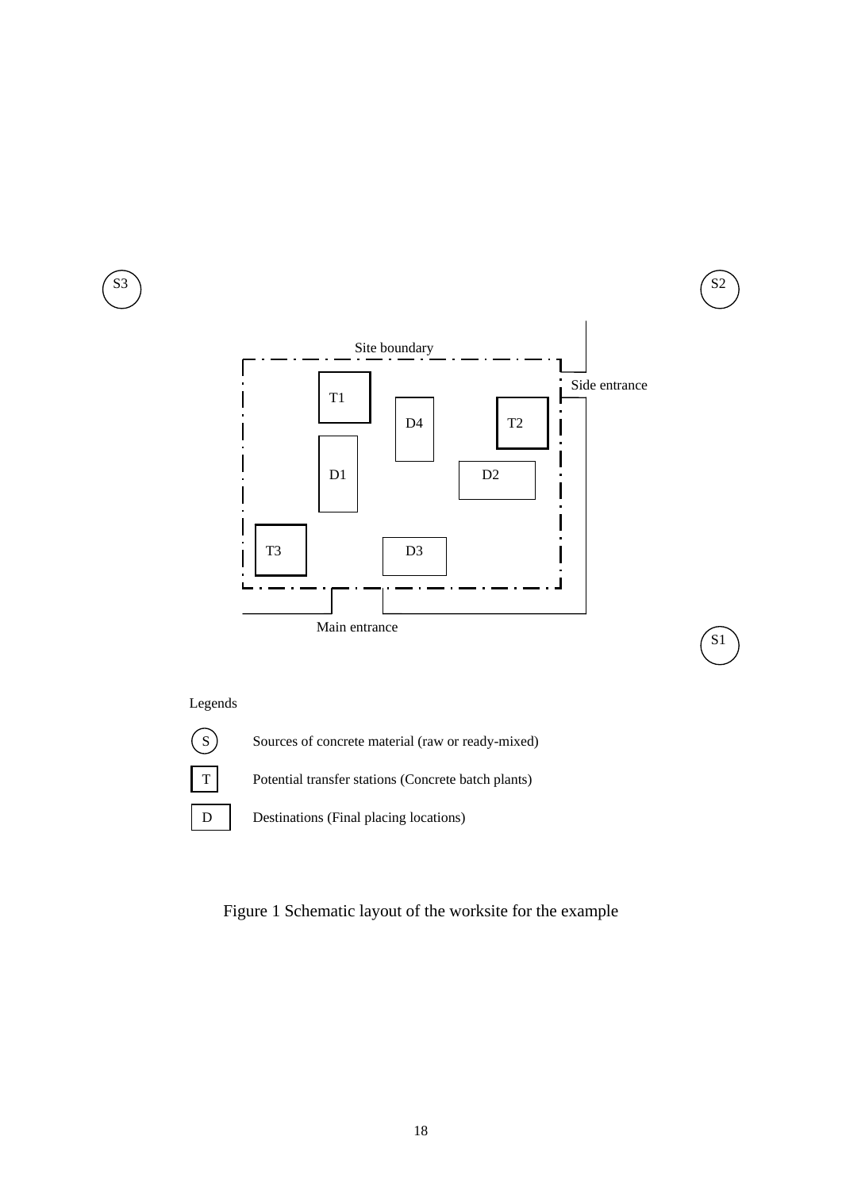S3

S2

Site boundary

T1

D4

T2

Side entrance

D1

D2

T3

D3

Main entrance

S1

Legends

S — Sources of concrete material (raw or ready-mixed)

T — Potential transfer stations (Concrete batch plants)

D — Destinations (Final placing locations)

Figure 1 Schematic layout of the worksite for the example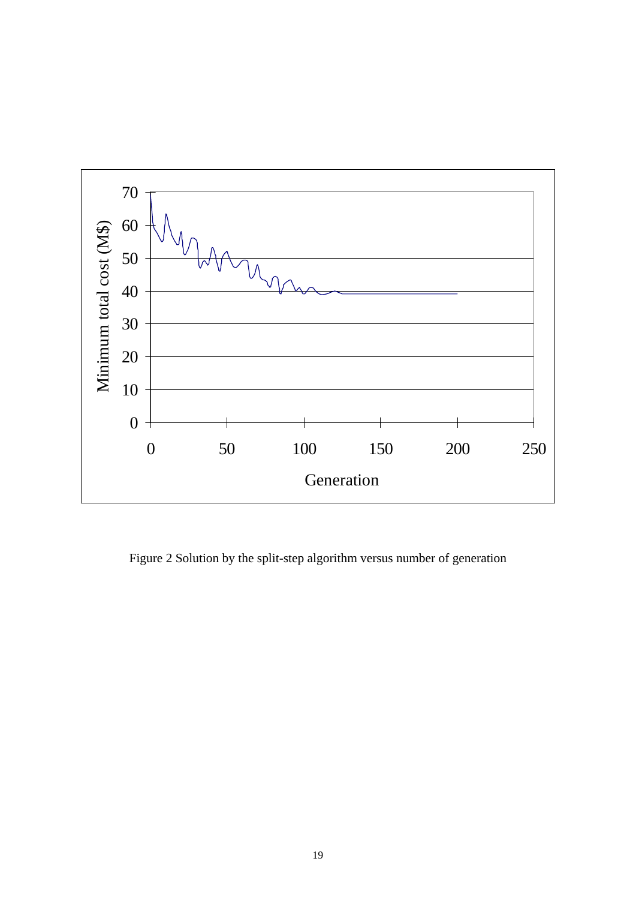Figure 2 Solution by the split-step algorithm versus number of generation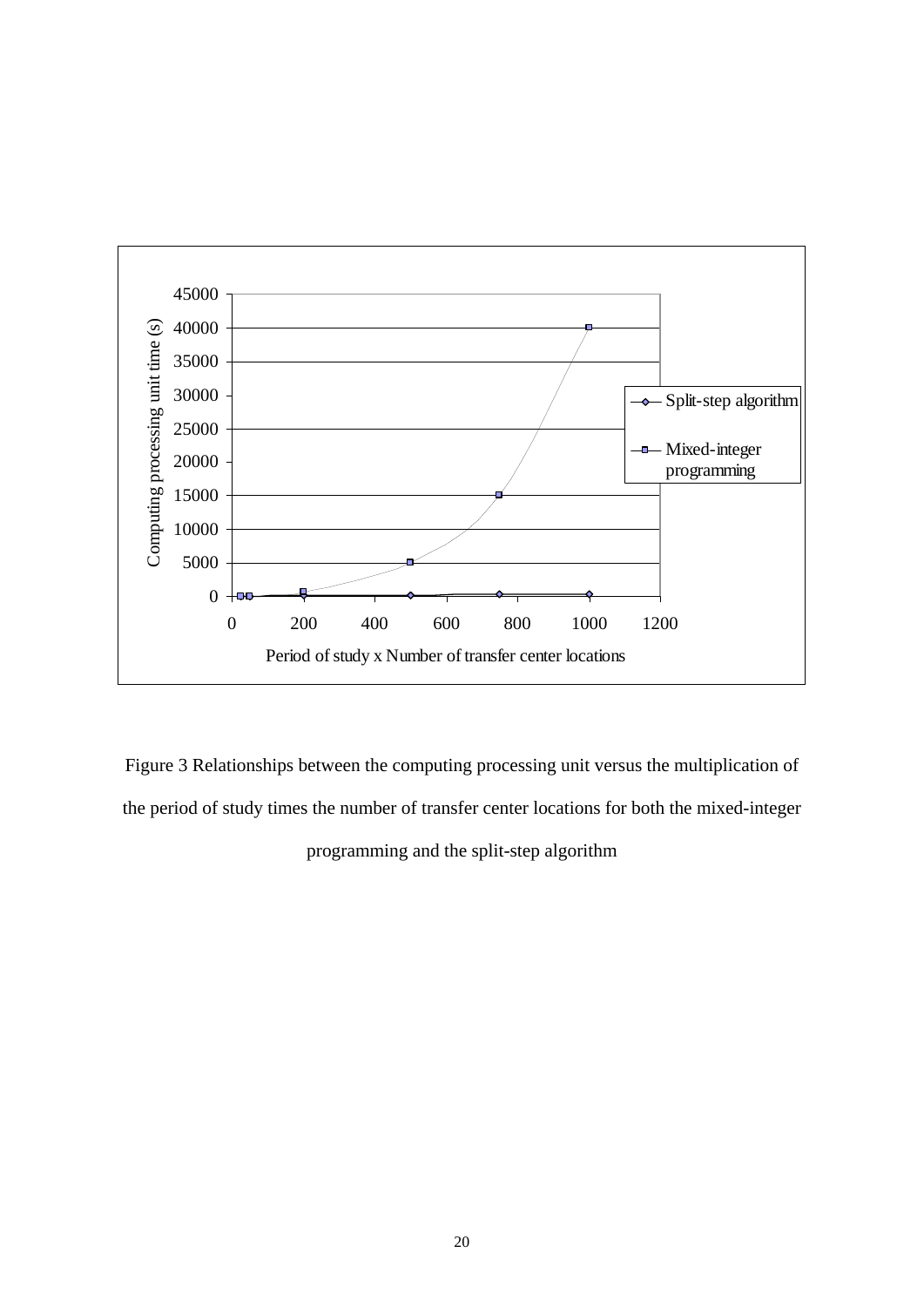45000
40000
35000
30000
25000
20000
15000
10000
5000
0

Computing processing unit time (s)

0 200 400 600 800 1000 1200

Period of study x Number of transfer center locations

Split-step algorithm

Mixed-integer programming

Figure 3 Relationships between the computing processing unit versus the multiplication of the period of study times the number of transfer center locations for both the mixed-integer programming and the split-step algorithm